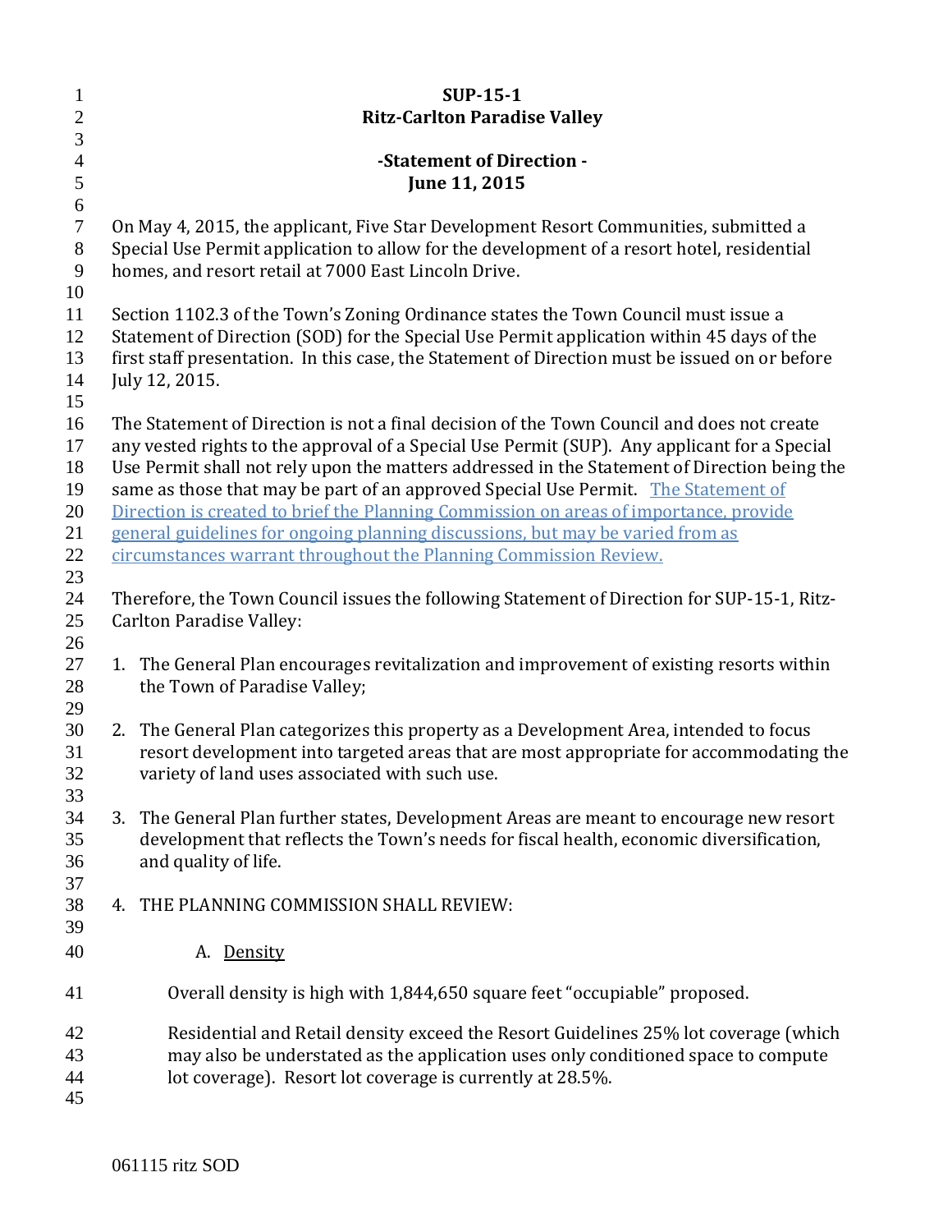# SUP-15-1
## Ritz-Carlton Paradise Valley

### -Statement of Direction -
### June 11, 2015

On May 4, 2015, the applicant, Five Star Development Resort Communities, submitted a Special Use Permit application to allow for the development of a resort hotel, residential homes, and resort retail at 7000 East Lincoln Drive.

Section 1102.3 of the Town's Zoning Ordinance states the Town Council must issue a Statement of Direction (SOD) for the Special Use Permit application within 45 days of the first staff presentation. In this case, the Statement of Direction must be issued on or before July 12, 2015.

The Statement of Direction is not a final decision of the Town Council and does not create any vested rights to the approval of a Special Use Permit (SUP). Any applicant for a Special Use Permit shall not rely upon the matters addressed in the Statement of Direction being the same as those that may be part of an approved Special Use Permit. The Statement of Direction is created to brief the Planning Commission on areas of importance, provide general guidelines for ongoing planning discussions, but may be varied from as circumstances warrant throughout the Planning Commission Review.

Therefore, the Town Council issues the following Statement of Direction for SUP-15-1, Ritz-Carlton Paradise Valley:

1. The General Plan encourages revitalization and improvement of existing resorts within the Town of Paradise Valley;

2. The General Plan categorizes this property as a Development Area, intended to focus resort development into targeted areas that are most appropriate for accommodating the variety of land uses associated with such use.

3. The General Plan further states, Development Areas are meant to encourage new resort development that reflects the Town's needs for fiscal health, economic diversification, and quality of life.

4. THE PLANNING COMMISSION SHALL REVIEW:

   A. Density

   Overall density is high with 1,844,650 square feet "occupiable" proposed.

   Residential and Retail density exceed the Resort Guidelines 25% lot coverage (which may also be understated as the application uses only conditioned space to compute lot coverage). Resort lot coverage is currently at 28.5%.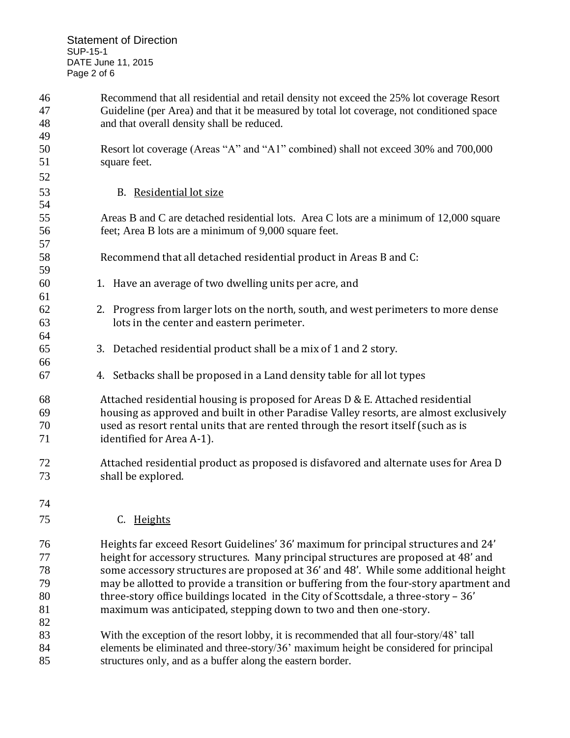Recommend that all residential and retail density not exceed the 25% lot coverage Resort Guideline (per Area) and that it be measured by total lot coverage, not conditioned space and that overall density shall be reduced.

Resort lot coverage (Areas "A" and "A1" combined) shall not exceed 30% and 700,000 square feet.

### B. Residential lot size

Areas B and C are detached residential lots. Area C lots are a minimum of 12,000 square feet; Area B lots are a minimum of 9,000 square feet.

Recommend that all detached residential product in Areas B and C:

1. Have an average of two dwelling units per acre, and
2. Progress from larger lots on the north, south, and west perimeters to more dense lots in the center and eastern perimeter.
3. Detached residential product shall be a mix of 1 and 2 story.
4. Setbacks shall be proposed in a Land density table for all lot types

Attached residential housing is proposed for Areas D & E. Attached residential housing as approved and built in other Paradise Valley resorts, are almost exclusively used as resort rental units that are rented through the resort itself (such as is identified for Area A-1).

Attached residential product as proposed is disfavored and alternate uses for Area D shall be explored.

### C. Heights

Heights far exceed Resort Guidelines' 36' maximum for principal structures and 24' height for accessory structures. Many principal structures are proposed at 48' and some accessory structures are proposed at 36' and 48'. While some additional height may be allotted to provide a transition or buffering from the four-story apartment and three-story office buildings located in the City of Scottsdale, a three-story – 36' maximum was anticipated, stepping down to two and then one-story.

With the exception of the resort lobby, it is recommended that all four-story/48' tall elements be eliminated and three-story/36' maximum height be considered for principal structures only, and as a buffer along the eastern border.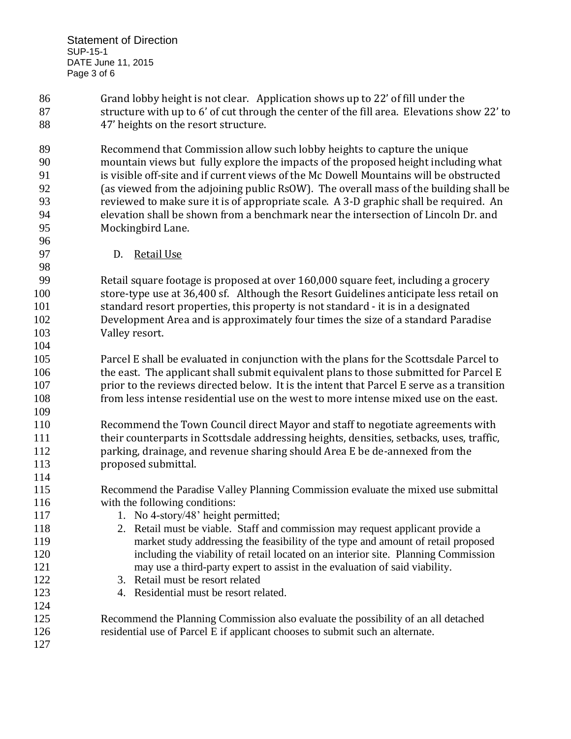Grand lobby height is not clear. Application shows up to 22' of fill under the structure with up to 6' of cut through the center of the fill area. Elevations show 22' to 47' heights on the resort structure.

Recommend that Commission allow such lobby heights to capture the unique mountain views but fully explore the impacts of the proposed height including what is visible off-site and if current views of the Mc Dowell Mountains will be obstructed (as viewed from the adjoining public RsOW). The overall mass of the building shall be reviewed to make sure it is of appropriate scale. A 3-D graphic shall be required. An elevation shall be shown from a benchmark near the intersection of Lincoln Dr. and Mockingbird Lane.

D. Retail Use

Retail square footage is proposed at over 160,000 square feet, including a grocery store-type use at 36,400 sf. Although the Resort Guidelines anticipate less retail on standard resort properties, this property is not standard - it is in a designated Development Area and is approximately four times the size of a standard Paradise Valley resort.

Parcel E shall be evaluated in conjunction with the plans for the Scottsdale Parcel to the east. The applicant shall submit equivalent plans to those submitted for Parcel E prior to the reviews directed below. It is the intent that Parcel E serve as a transition from less intense residential use on the west to more intense mixed use on the east.

Recommend the Town Council direct Mayor and staff to negotiate agreements with their counterparts in Scottsdale addressing heights, densities, setbacks, uses, traffic, parking, drainage, and revenue sharing should Area E be de-annexed from the proposed submittal.

Recommend the Paradise Valley Planning Commission evaluate the mixed use submittal with the following conditions:

1. No 4-story/48' height permitted;
2. Retail must be viable. Staff and commission may request applicant provide a market study addressing the feasibility of the type and amount of retail proposed including the viability of retail located on an interior site. Planning Commission may use a third-party expert to assist in the evaluation of said viability.
3. Retail must be resort related
4. Residential must be resort related.

Recommend the Planning Commission also evaluate the possibility of an all detached residential use of Parcel E if applicant chooses to submit such an alternate.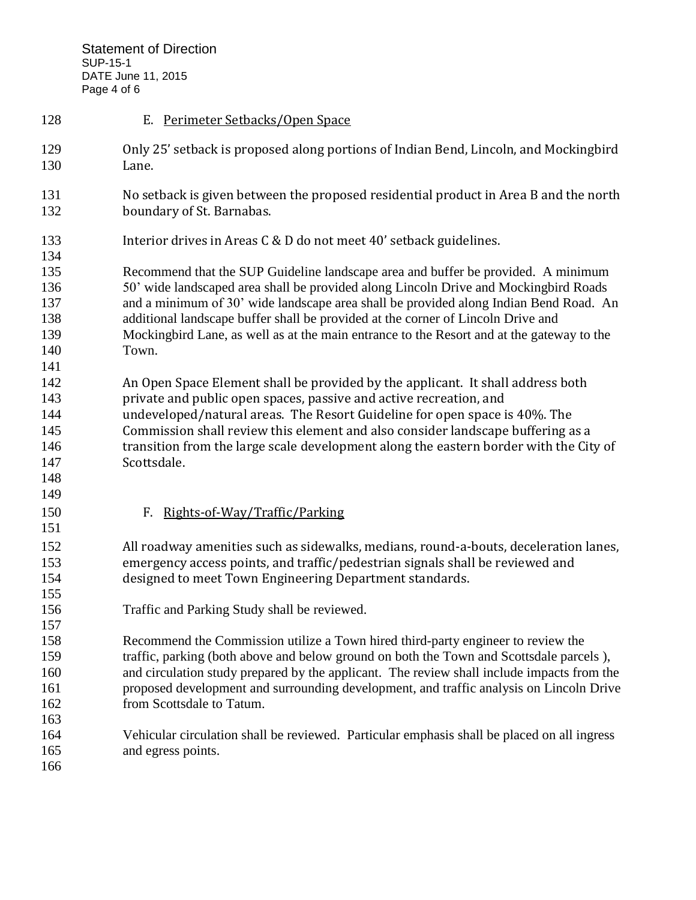E. Perimeter Setbacks/Open Space

Only 25' setback is proposed along portions of Indian Bend, Lincoln, and Mockingbird Lane.

No setback is given between the proposed residential product in Area B and the north boundary of St. Barnabas.

Interior drives in Areas C & D do not meet 40' setback guidelines.

Recommend that the SUP Guideline landscape area and buffer be provided. A minimum 50' wide landscaped area shall be provided along Lincoln Drive and Mockingbird Roads and a minimum of 30' wide landscape area shall be provided along Indian Bend Road. An additional landscape buffer shall be provided at the corner of Lincoln Drive and Mockingbird Lane, as well as at the main entrance to the Resort and at the gateway to the Town.

An Open Space Element shall be provided by the applicant. It shall address both private and public open spaces, passive and active recreation, and undeveloped/natural areas. The Resort Guideline for open space is 40%. The Commission shall review this element and also consider landscape buffering as a transition from the large scale development along the eastern border with the City of Scottsdale.

F. Rights-of-Way/Traffic/Parking

All roadway amenities such as sidewalks, medians, round-a-bouts, deceleration lanes, emergency access points, and traffic/pedestrian signals shall be reviewed and designed to meet Town Engineering Department standards.

Traffic and Parking Study shall be reviewed.

Recommend the Commission utilize a Town hired third-party engineer to review the traffic, parking (both above and below ground on both the Town and Scottsdale parcels ), and circulation study prepared by the applicant. The review shall include impacts from the proposed development and surrounding development, and traffic analysis on Lincoln Drive from Scottsdale to Tatum.

Vehicular circulation shall be reviewed. Particular emphasis shall be placed on all ingress and egress points.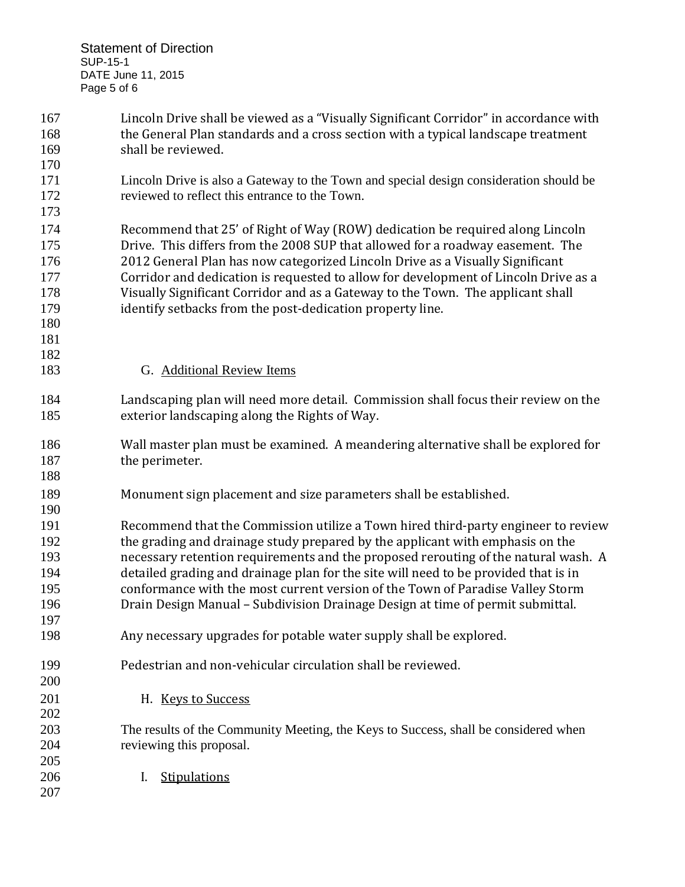Lincoln Drive shall be viewed as a "Visually Significant Corridor" in accordance with the General Plan standards and a cross section with a typical landscape treatment shall be reviewed.

Lincoln Drive is also a Gateway to the Town and special design consideration should be reviewed to reflect this entrance to the Town.

Recommend that 25' of Right of Way (ROW) dedication be required along Lincoln Drive. This differs from the 2008 SUP that allowed for a roadway easement. The 2012 General Plan has now categorized Lincoln Drive as a Visually Significant Corridor and dedication is requested to allow for development of Lincoln Drive as a Visually Significant Corridor and as a Gateway to the Town. The applicant shall identify setbacks from the post-dedication property line.

## G. Additional Review Items

Landscaping plan will need more detail. Commission shall focus their review on the exterior landscaping along the Rights of Way.

Wall master plan must be examined. A meandering alternative shall be explored for the perimeter.

Monument sign placement and size parameters shall be established.

Recommend that the Commission utilize a Town hired third-party engineer to review the grading and drainage study prepared by the applicant with emphasis on the necessary retention requirements and the proposed rerouting of the natural wash. A detailed grading and drainage plan for the site will need to be provided that is in conformance with the most current version of the Town of Paradise Valley Storm Drain Design Manual – Subdivision Drainage Design at time of permit submittal.

Any necessary upgrades for potable water supply shall be explored.

Pedestrian and non-vehicular circulation shall be reviewed.

## H. Keys to Success

The results of the Community Meeting, the Keys to Success, shall be considered when reviewing this proposal.

## I. Stipulations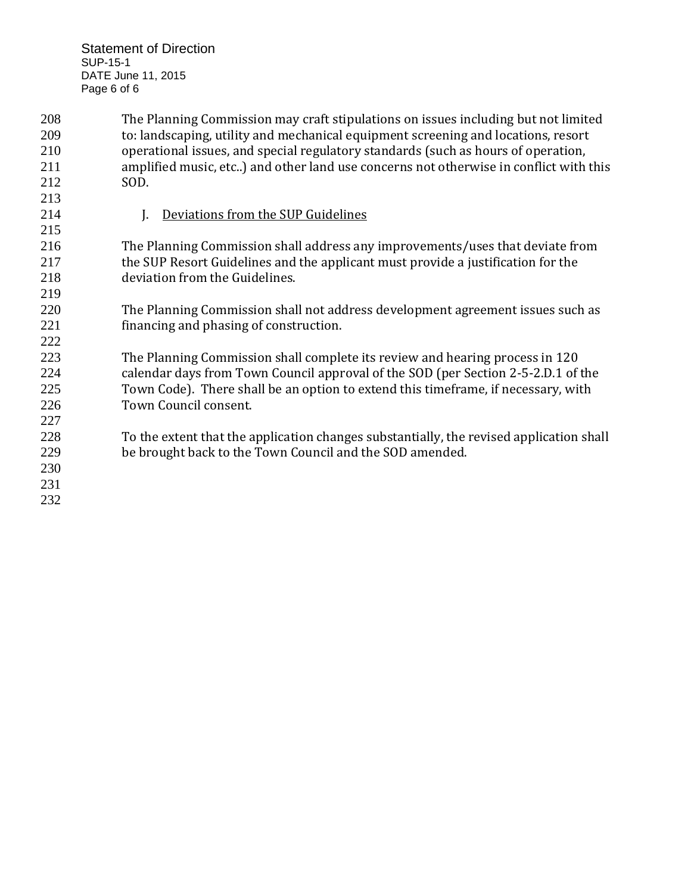The Planning Commission may craft stipulations on issues including but not limited to: landscaping, utility and mechanical equipment screening and locations, resort operational issues, and special regulatory standards (such as hours of operation, amplified music, etc..) and other land use concerns not otherwise in conflict with this SOD.

J. Deviations from the SUP Guidelines

The Planning Commission shall address any improvements/uses that deviate from the SUP Resort Guidelines and the applicant must provide a justification for the deviation from the Guidelines.

The Planning Commission shall not address development agreement issues such as financing and phasing of construction.

The Planning Commission shall complete its review and hearing process in 120 calendar days from Town Council approval of the SOD (per Section 2-5-2.D.1 of the Town Code). There shall be an option to extend this timeframe, if necessary, with Town Council consent.

To the extent that the application changes substantially, the revised application shall be brought back to the Town Council and the SOD amended.